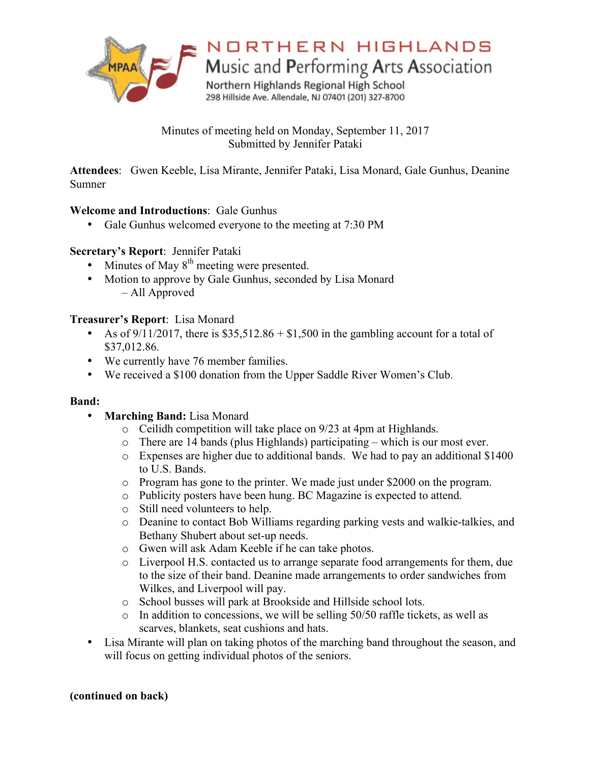# NORTHERN HIGHLANDS
## Music and Performing Arts Association

Northern Highlands Regional High School
298 Hillside Ave. Allendale, NJ 07401 (201) 327-8700

Minutes of meeting held on Monday, September 11, 2017
Submitted by Jennifer Pataki

**Attendees**: Gwen Keeble, Lisa Mirante, Jennifer Pataki, Lisa Monard, Gale Gunhus, Deanine Sumner

**Welcome and Introductions**: Gale Gunhus

- Gale Gunhus welcomed everyone to the meeting at 7:30 PM

**Secretary's Report**: Jennifer Pataki

- Minutes of May 8th meeting were presented.
- Motion to approve by Gale Gunhus, seconded by Lisa Monard
  – All Approved

**Treasurer's Report**: Lisa Monard

- As of 9/11/2017, there is $35,512.86 + $1,500 in the gambling account for a total of $37,012.86.
- We currently have 76 member families.
- We received a $100 donation from the Upper Saddle River Women's Club.

**Band:**

- **Marching Band:** Lisa Monard
  - Ceilidh competition will take place on 9/23 at 4pm at Highlands.
  - There are 14 bands (plus Highlands) participating – which is our most ever.
  - Expenses are higher due to additional bands. We had to pay an additional $1400 to U.S. Bands.
  - Program has gone to the printer. We made just under $2000 on the program.
  - Publicity posters have been hung. BC Magazine is expected to attend.
  - Still need volunteers to help.
  - Deanine to contact Bob Williams regarding parking vests and walkie-talkies, and Bethany Shubert about set-up needs.
  - Gwen will ask Adam Keeble if he can take photos.
  - Liverpool H.S. contacted us to arrange separate food arrangements for them, due to the size of their band. Deanine made arrangements to order sandwiches from Wilkes, and Liverpool will pay.
  - School busses will park at Brookside and Hillside school lots.
  - In addition to concessions, we will be selling 50/50 raffle tickets, as well as scarves, blankets, seat cushions and hats.
- Lisa Mirante will plan on taking photos of the marching band throughout the season, and will focus on getting individual photos of the seniors.

**(continued on back)**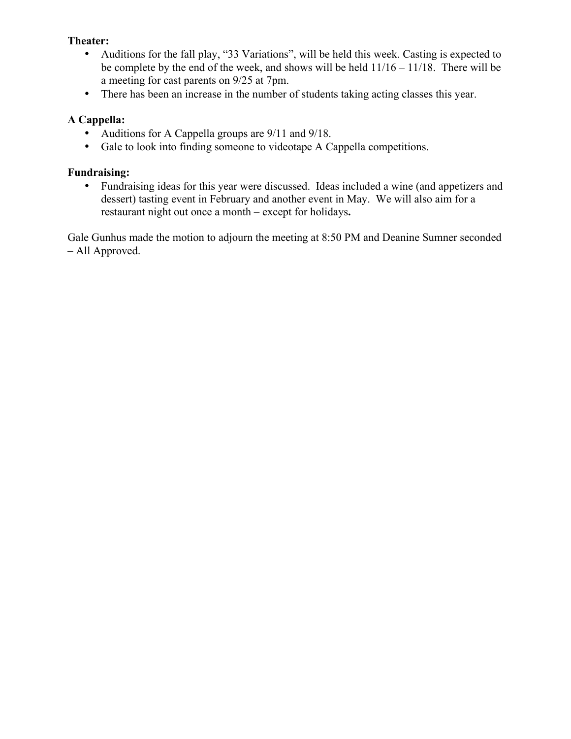**Theater:**

- Auditions for the fall play, "33 Variations", will be held this week. Casting is expected to be complete by the end of the week, and shows will be held 11/16 – 11/18. There will be a meeting for cast parents on 9/25 at 7pm.
- There has been an increase in the number of students taking acting classes this year.

**A Cappella:**

- Auditions for A Cappella groups are 9/11 and 9/18.
- Gale to look into finding someone to videotape A Cappella competitions.

**Fundraising:**

- Fundraising ideas for this year were discussed. Ideas included a wine (and appetizers and dessert) tasting event in February and another event in May. We will also aim for a restaurant night out once a month – except for holidays.

Gale Gunhus made the motion to adjourn the meeting at 8:50 PM and Deanine Sumner seconded – All Approved.